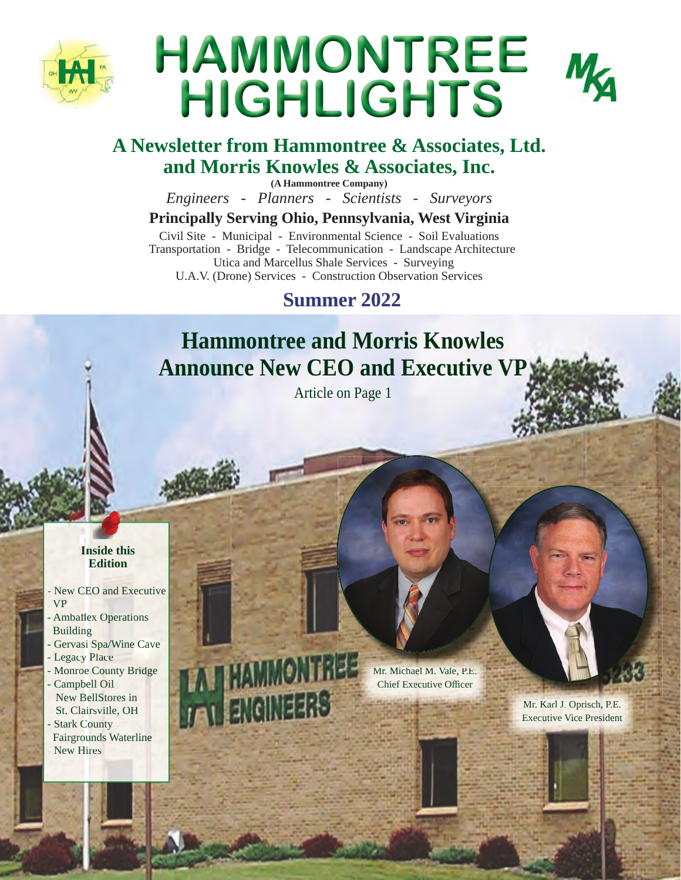# HAMMONTREE HIGHLIGHTS

## A Newsletter from Hammontree & Associates, Ltd. and Morris Knowles & Associates, Inc.

**(A Hammontree Company)**

*Engineers - Planners - Scientists - Surveyors*

**Principally Serving Ohio, Pennsylvania, West Virginia**

Civil Site - Municipal - Environmental Science - Soil Evaluations
Transportation - Bridge - Telecommunication - Landscape Architecture
Utica and Marcellus Shale Services - Surveying
U.A.V. (Drone) Services - Construction Observation Services

### Summer 2022

## Hammontree and Morris Knowles Announce New CEO and Executive VP

Article on Page 1

Mr. Michael M. Vale, P.E.
Chief Executive Officer

Mr. Karl J. Oprisch, P.E.
Executive Vice President

**Inside this Edition**

- New CEO and Executive VP
- Ambaflex Operations Building
- Gervasi Spa/Wine Cave
- Legacy Place
- Monroe County Bridge
- Campbell Oil New BellStores in St. Clairsville, OH
- Stark County Fairgrounds Waterline
- New Hires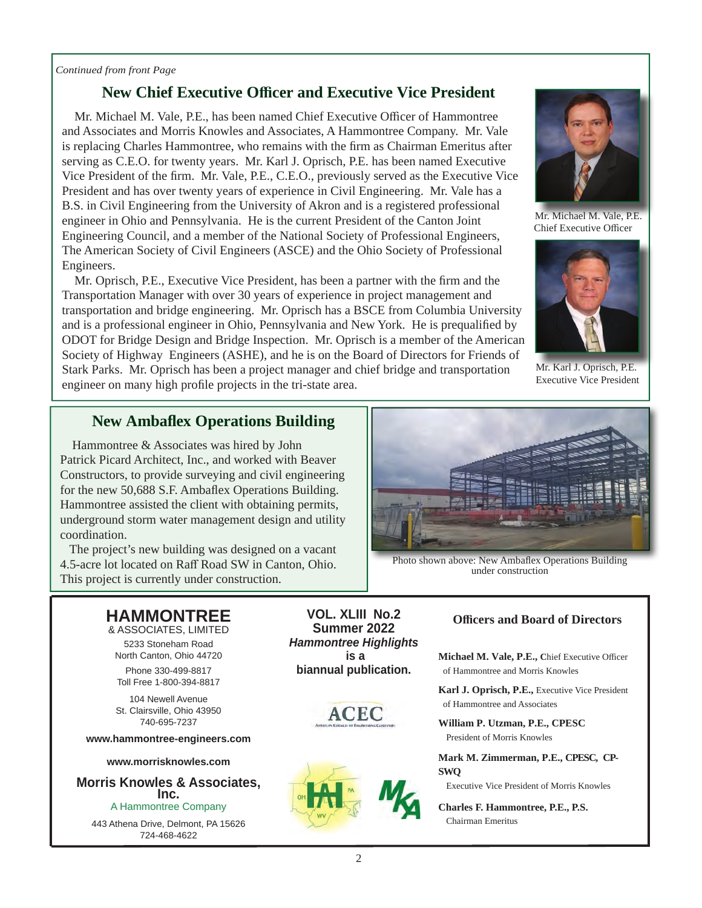*Continued from front Page*

## New Chief Executive Officer and Executive Vice President

Mr. Michael M. Vale, P.E., has been named Chief Executive Officer of Hammontree and Associates and Morris Knowles and Associates, A Hammontree Company. Mr. Vale is replacing Charles Hammontree, who remains with the firm as Chairman Emeritus after serving as C.E.O. for twenty years. Mr. Karl J. Oprisch, P.E. has been named Executive Vice President of the firm. Mr. Vale, P.E., C.E.O., previously served as the Executive Vice President and has over twenty years of experience in Civil Engineering. Mr. Vale has a B.S. in Civil Engineering from the University of Akron and is a registered professional engineer in Ohio and Pennsylvania. He is the current President of the Canton Joint Engineering Council, and a member of the National Society of Professional Engineers, The American Society of Civil Engineers (ASCE) and the Ohio Society of Professional Engineers.

Mr. Oprisch, P.E., Executive Vice President, has been a partner with the firm and the Transportation Manager with over 30 years of experience in project management and transportation and bridge engineering. Mr. Oprisch has a BSCE from Columbia University and is a professional engineer in Ohio, Pennsylvania and New York. He is prequalified by ODOT for Bridge Design and Bridge Inspection. Mr. Oprisch is a member of the American Society of Highway Engineers (ASHE), and he is on the Board of Directors for Friends of Stark Parks. Mr. Oprisch has been a project manager and chief bridge and transportation engineer on many high profile projects in the tri-state area.

Mr. Michael M. Vale, P.E.
Chief Executive Officer

Mr. Karl J. Oprisch, P.E.
Executive Vice President

## New Ambaflex Operations Building

Hammontree & Associates was hired by John Patrick Picard Architect, Inc., and worked with Beaver Constructors, to provide surveying and civil engineering for the new 50,688 S.F. Ambaflex Operations Building. Hammontree assisted the client with obtaining permits, underground storm water management design and utility coordination.

The project's new building was designed on a vacant 4.5-acre lot located on Raff Road SW in Canton, Ohio. This project is currently under construction.

Photo shown above: New Ambaflex Operations Building under construction

**HAMMONTREE**
& ASSOCIATES, LIMITED

5233 Stoneham Road
North Canton, Ohio 44720

Phone 330-499-8817
Toll Free 1-800-394-8817

104 Newell Avenue
St. Clairsville, Ohio 43950
740-695-7237

**www.hammontree-engineers.com**

**www.morrisknowles.com**

**Morris Knowles & Associates, Inc.**
A Hammontree Company

443 Athena Drive, Delmont, PA 15626
724-468-4622

**VOL. XLIII No.2**
**Summer 2022**
***Hammontree Highlights***
**is a**
**biannual publication.**

ACEC
American Council of Engineering Companies

### Officers and Board of Directors

**Michael M. Vale, P.E., C**hief Executive Officer of Hammontree and Morris Knowles

**Karl J. Oprisch, P.E.,** Executive Vice President of Hammontree and Associates

**William P. Utzman, P.E., CPESC**
President of Morris Knowles

**Mark M. Zimmerman, P.E., CPESC, CP-SWQ**
Executive Vice President of Morris Knowles

**Charles F. Hammontree, P.E., P.S.**
Chairman Emeritus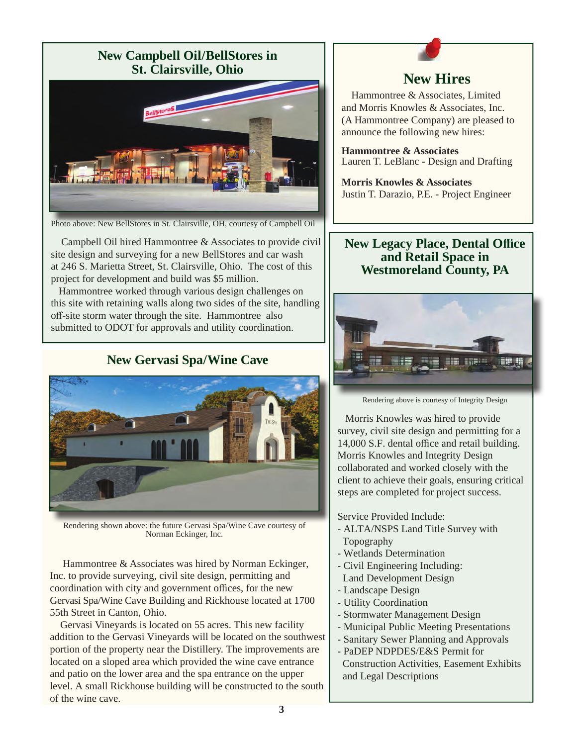## New Campbell Oil/BellStores in St. Clairsville, Ohio

Photo above: New BellStores in St. Clairsville, OH, courtesy of Campbell Oil

Campbell Oil hired Hammontree & Associates to provide civil site design and surveying for a new BellStores and car wash at 246 S. Marietta Street, St. Clairsville, Ohio. The cost of this project for development and build was $5 million.

Hammontree worked through various design challenges on this site with retaining walls along two sides of the site, handling off-site storm water through the site. Hammontree also submitted to ODOT for approvals and utility coordination.

## New Gervasi Spa/Wine Cave

Rendering shown above: the future Gervasi Spa/Wine Cave courtesy of Norman Eckinger, Inc.

Hammontree & Associates was hired by Norman Eckinger, Inc. to provide surveying, civil site design, permitting and coordination with city and government offices, for the new Gervasi Spa/Wine Cave Building and Rickhouse located at 1700 55th Street in Canton, Ohio.

Gervasi Vineyards is located on 55 acres. This new facility addition to the Gervasi Vineyards will be located on the southwest portion of the property near the Distillery. The improvements are located on a sloped area which provided the wine cave entrance and patio on the lower area and the spa entrance on the upper level. A small Rickhouse building will be constructed to the south of the wine cave.

## New Hires

Hammontree & Associates, Limited and Morris Knowles & Associates, Inc. (A Hammontree Company) are pleased to announce the following new hires:

**Hammontree & Associates**
Lauren T. LeBlanc - Design and Drafting

**Morris Knowles & Associates**
Justin T. Darazio, P.E. - Project Engineer

## New Legacy Place, Dental Office and Retail Space in Westmoreland County, PA

Rendering above is courtesy of Integrity Design

Morris Knowles was hired to provide survey, civil site design and permitting for a 14,000 S.F. dental office and retail building. Morris Knowles and Integrity Design collaborated and worked closely with the client to achieve their goals, ensuring critical steps are completed for project success.

Service Provided Include:

- ALTA/NSPS Land Title Survey with Topography
- Wetlands Determination
- Civil Engineering Including: Land Development Design
- Landscape Design
- Utility Coordination
- Stormwater Management Design
- Municipal Public Meeting Presentations
- Sanitary Sewer Planning and Approvals
- PaDEP NDPDES/E&S Permit for Construction Activities, Easement Exhibits and Legal Descriptions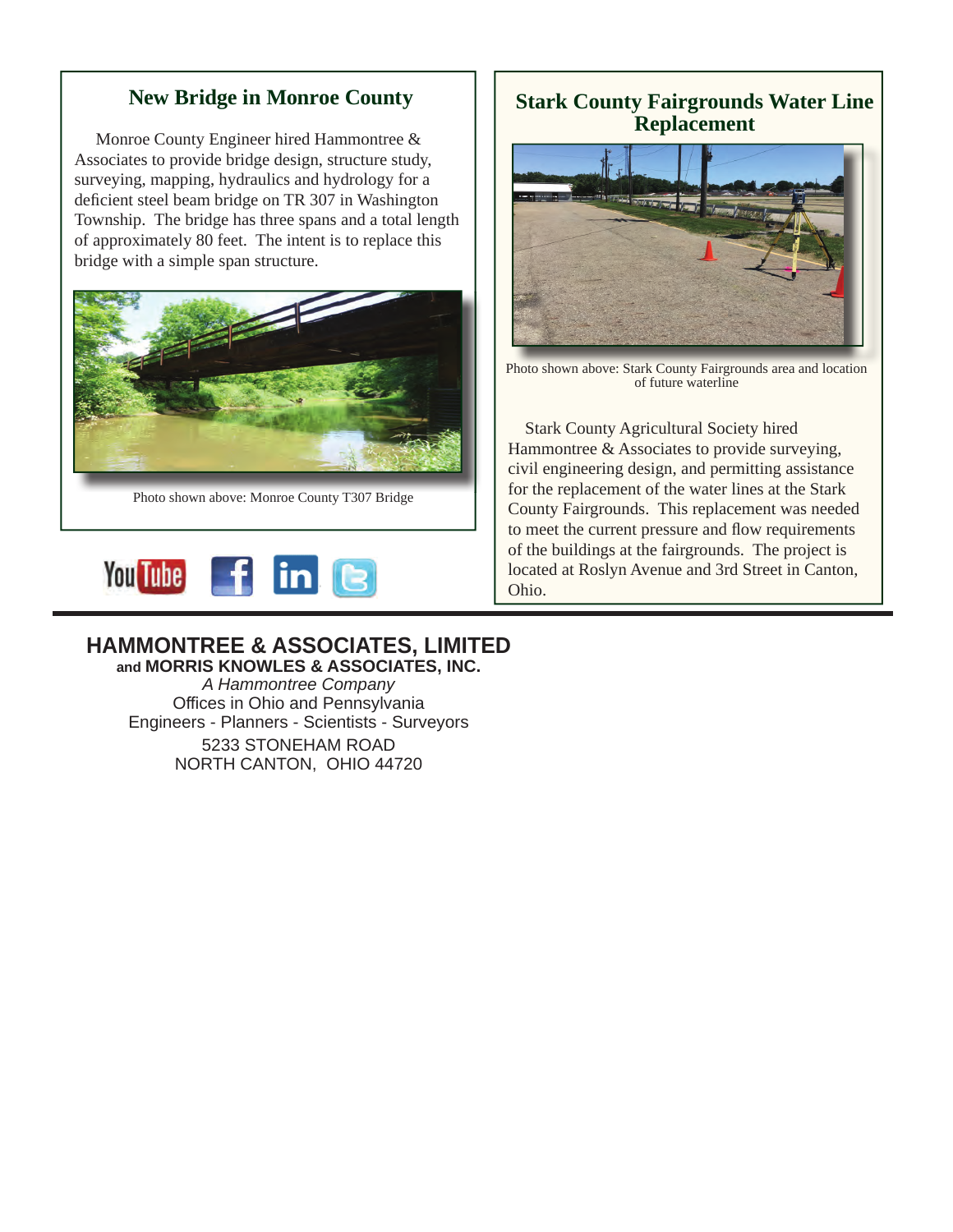## New Bridge in Monroe County

Monroe County Engineer hired Hammontree & Associates to provide bridge design, structure study, surveying, mapping, hydraulics and hydrology for a deficient steel beam bridge on TR 307 in Washington Township. The bridge has three spans and a total length of approximately 80 feet. The intent is to replace this bridge with a simple span structure.

Photo shown above: Monroe County T307 Bridge

## Stark County Fairgrounds Water Line Replacement

Photo shown above: Stark County Fairgrounds area and location of future waterline

Stark County Agricultural Society hired Hammontree & Associates to provide surveying, civil engineering design, and permitting assistance for the replacement of the water lines at the Stark County Fairgrounds. This replacement was needed to meet the current pressure and flow requirements of the buildings at the fairgrounds. The project is located at Roslyn Avenue and 3rd Street in Canton, Ohio.

**HAMMONTREE & ASSOCIATES, LIMITED**
**and MORRIS KNOWLES & ASSOCIATES, INC.**
*A Hammontree Company*
Offices in Ohio and Pennsylvania
Engineers - Planners - Scientists - Surveyors
5233 STONEHAM ROAD
NORTH CANTON, OHIO 44720